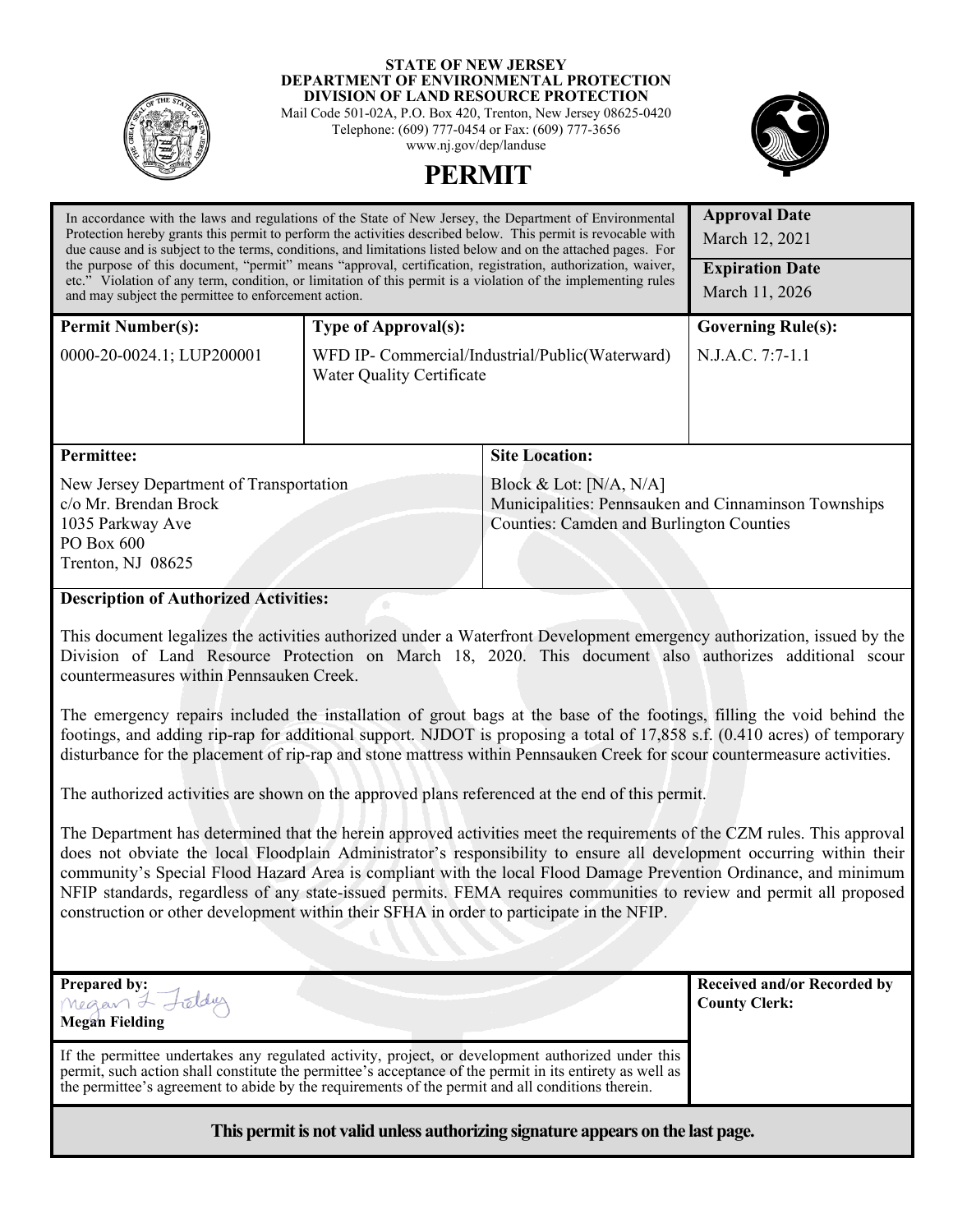**STATE OF NEW JERSEY**
**DEPARTMENT OF ENVIRONMENTAL PROTECTION**
**DIVISION OF LAND RESOURCE PROTECTION**
Mail Code 501-02A, P.O. Box 420, Trenton, New Jersey 08625-0420
Telephone: (609) 777-0454 or Fax: (609) 777-3656
www.nj.gov/dep/landuse

# PERMIT

| In accordance with the laws and regulations of the State of New Jersey, the Department of Environmental Protection hereby grants this permit to perform the activities described below. This permit is revocable with due cause and is subject to the terms, conditions, and limitations listed below and on the attached pages. For the purpose of this document, "permit" means "approval, certification, registration, authorization, waiver, etc." Violation of any term, condition, or limitation of this permit is a violation of the implementing rules and may subject the permittee to enforcement action. | **Approval Date** March 12, 2021 **Expiration Date** March 11, 2026 |
|---|---|

| **Permit Number(s):** | **Type of Approval(s):** | **Governing Rule(s):** |
|---|---|---|
| 0000-20-0024.1; LUP200001 | WFD IP- Commercial/Industrial/Public(Waterward) Water Quality Certificate | N.J.A.C. 7:7-1.1 |

| **Permittee:** | **Site Location:** |
|---|---|
| New Jersey Department of Transportation c/o Mr. Brendan Brock 1035 Parkway Ave PO Box 600 Trenton, NJ 08625 | Block & Lot: [N/A, N/A] Municipalities: Pennsauken and Cinnaminson Townships Counties: Camden and Burlington Counties |

**Description of Authorized Activities:**

This document legalizes the activities authorized under a Waterfront Development emergency authorization, issued by the Division of Land Resource Protection on March 18, 2020. This document also authorizes additional scour countermeasures within Pennsauken Creek.

The emergency repairs included the installation of grout bags at the base of the footings, filling the void behind the footings, and adding rip-rap for additional support. NJDOT is proposing a total of 17,858 s.f. (0.410 acres) of temporary disturbance for the placement of rip-rap and stone mattress within Pennsauken Creek for scour countermeasure activities.

The authorized activities are shown on the approved plans referenced at the end of this permit.

The Department has determined that the herein approved activities meet the requirements of the CZM rules. This approval does not obviate the local Floodplain Administrator's responsibility to ensure all development occurring within their community's Special Flood Hazard Area is compliant with the local Flood Damage Prevention Ordinance, and minimum NFIP standards, regardless of any state-issued permits. FEMA requires communities to review and permit all proposed construction or other development within their SFHA in order to participate in the NFIP.

| **Prepared by:** Megan L Fielding **Megan Fielding** | **Received and/or Recorded by County Clerk:** |
|---|---|
| If the permittee undertakes any regulated activity, project, or development authorized under this permit, such action shall constitute the permittee's acceptance of the permit in its entirety as well as the permittee's agreement to abide by the requirements of the permit and all conditions therein. | |

**This permit is not valid unless authorizing signature appears on the last page.**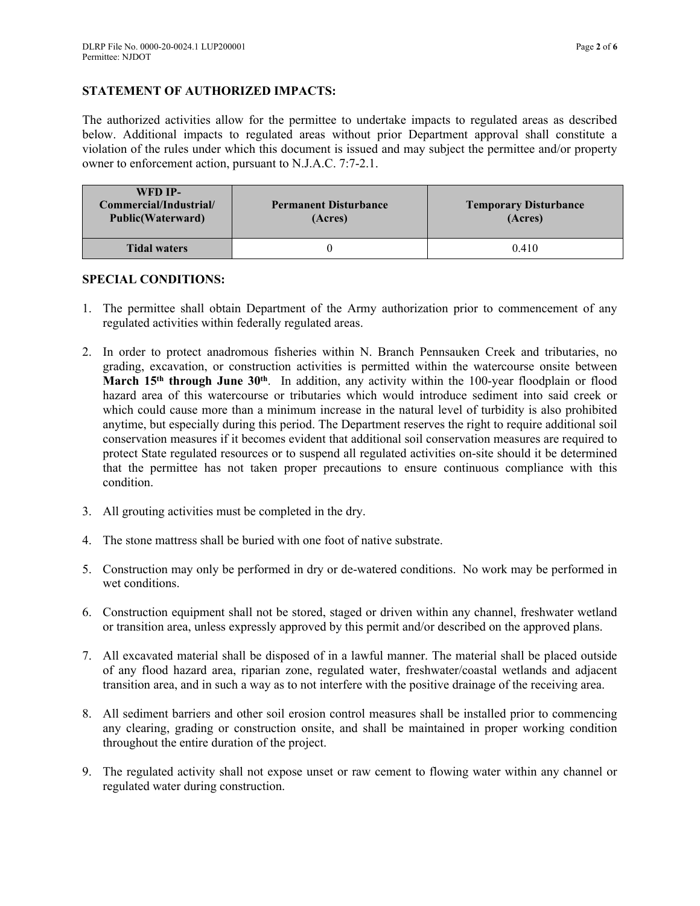## STATEMENT OF AUTHORIZED IMPACTS:

The authorized activities allow for the permittee to undertake impacts to regulated areas as described below. Additional impacts to regulated areas without prior Department approval shall constitute a violation of the rules under which this document is issued and may subject the permittee and/or property owner to enforcement action, pursuant to N.J.A.C. 7:7-2.1.

| WFD IP-Commercial/Industrial/Public(Waterward) | Permanent Disturbance (Acres) | Temporary Disturbance (Acres) |
|---|---|---|
| **Tidal waters** | 0 | 0.410 |

## SPECIAL CONDITIONS:

1. The permittee shall obtain Department of the Army authorization prior to commencement of any regulated activities within federally regulated areas.

2. In order to protect anadromous fisheries within N. Branch Pennsauken Creek and tributaries, no grading, excavation, or construction activities is permitted within the watercourse onsite between **March 15th through June 30th**. In addition, any activity within the 100-year floodplain or flood hazard area of this watercourse or tributaries which would introduce sediment into said creek or which could cause more than a minimum increase in the natural level of turbidity is also prohibited anytime, but especially during this period. The Department reserves the right to require additional soil conservation measures if it becomes evident that additional soil conservation measures are required to protect State regulated resources or to suspend all regulated activities on-site should it be determined that the permittee has not taken proper precautions to ensure continuous compliance with this condition.

3. All grouting activities must be completed in the dry.

4. The stone mattress shall be buried with one foot of native substrate.

5. Construction may only be performed in dry or de-watered conditions. No work may be performed in wet conditions.

6. Construction equipment shall not be stored, staged or driven within any channel, freshwater wetland or transition area, unless expressly approved by this permit and/or described on the approved plans.

7. All excavated material shall be disposed of in a lawful manner. The material shall be placed outside of any flood hazard area, riparian zone, regulated water, freshwater/coastal wetlands and adjacent transition area, and in such a way as to not interfere with the positive drainage of the receiving area.

8. All sediment barriers and other soil erosion control measures shall be installed prior to commencing any clearing, grading or construction onsite, and shall be maintained in proper working condition throughout the entire duration of the project.

9. The regulated activity shall not expose unset or raw cement to flowing water within any channel or regulated water during construction.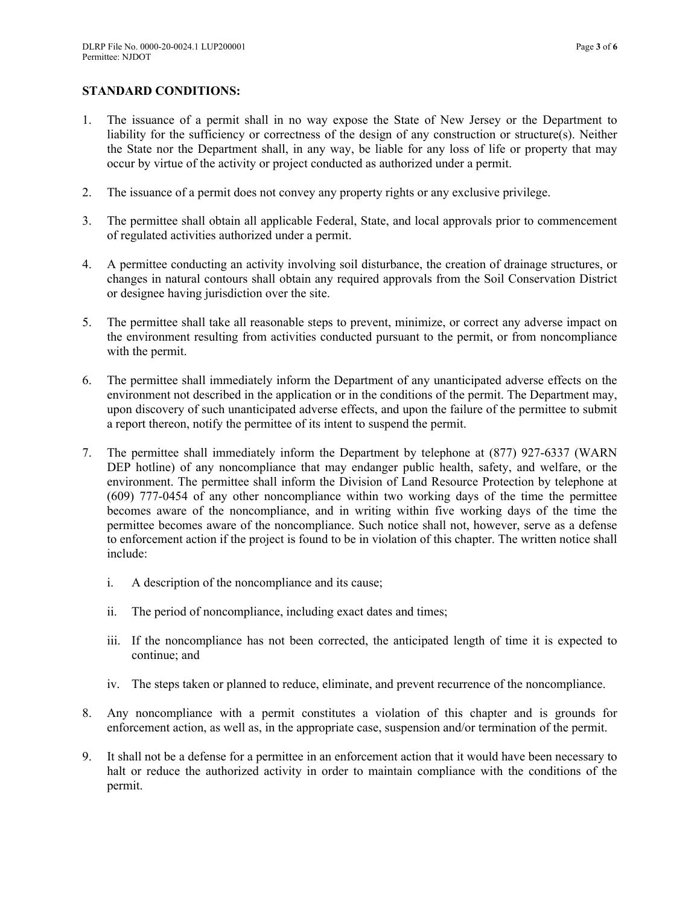## STANDARD CONDITIONS:

1. The issuance of a permit shall in no way expose the State of New Jersey or the Department to liability for the sufficiency or correctness of the design of any construction or structure(s). Neither the State nor the Department shall, in any way, be liable for any loss of life or property that may occur by virtue of the activity or project conducted as authorized under a permit.

2. The issuance of a permit does not convey any property rights or any exclusive privilege.

3. The permittee shall obtain all applicable Federal, State, and local approvals prior to commencement of regulated activities authorized under a permit.

4. A permittee conducting an activity involving soil disturbance, the creation of drainage structures, or changes in natural contours shall obtain any required approvals from the Soil Conservation District or designee having jurisdiction over the site.

5. The permittee shall take all reasonable steps to prevent, minimize, or correct any adverse impact on the environment resulting from activities conducted pursuant to the permit, or from noncompliance with the permit.

6. The permittee shall immediately inform the Department of any unanticipated adverse effects on the environment not described in the application or in the conditions of the permit. The Department may, upon discovery of such unanticipated adverse effects, and upon the failure of the permittee to submit a report thereon, notify the permittee of its intent to suspend the permit.

7. The permittee shall immediately inform the Department by telephone at (877) 927-6337 (WARN DEP hotline) of any noncompliance that may endanger public health, safety, and welfare, or the environment. The permittee shall inform the Division of Land Resource Protection by telephone at (609) 777-0454 of any other noncompliance within two working days of the time the permittee becomes aware of the noncompliance, and in writing within five working days of the time the permittee becomes aware of the noncompliance. Such notice shall not, however, serve as a defense to enforcement action if the project is found to be in violation of this chapter. The written notice shall include:

   i. A description of the noncompliance and its cause;

   ii. The period of noncompliance, including exact dates and times;

   iii. If the noncompliance has not been corrected, the anticipated length of time it is expected to continue; and

   iv. The steps taken or planned to reduce, eliminate, and prevent recurrence of the noncompliance.

8. Any noncompliance with a permit constitutes a violation of this chapter and is grounds for enforcement action, as well as, in the appropriate case, suspension and/or termination of the permit.

9. It shall not be a defense for a permittee in an enforcement action that it would have been necessary to halt or reduce the authorized activity in order to maintain compliance with the conditions of the permit.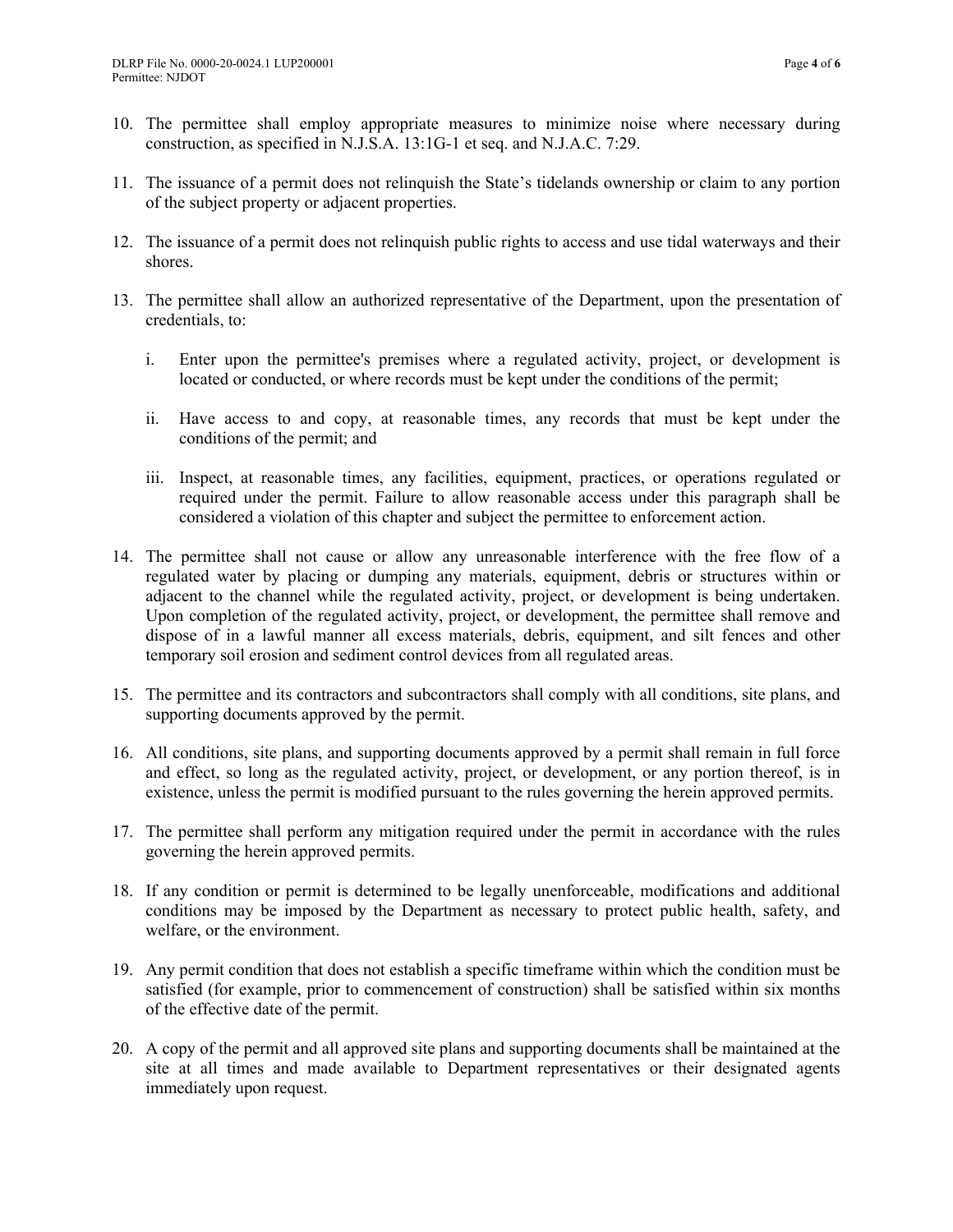10. The permittee shall employ appropriate measures to minimize noise where necessary during construction, as specified in N.J.S.A. 13:1G-1 et seq. and N.J.A.C. 7:29.

11. The issuance of a permit does not relinquish the State's tidelands ownership or claim to any portion of the subject property or adjacent properties.

12. The issuance of a permit does not relinquish public rights to access and use tidal waterways and their shores.

13. The permittee shall allow an authorized representative of the Department, upon the presentation of credentials, to:

    i. Enter upon the permittee's premises where a regulated activity, project, or development is located or conducted, or where records must be kept under the conditions of the permit;

    ii. Have access to and copy, at reasonable times, any records that must be kept under the conditions of the permit; and

    iii. Inspect, at reasonable times, any facilities, equipment, practices, or operations regulated or required under the permit. Failure to allow reasonable access under this paragraph shall be considered a violation of this chapter and subject the permittee to enforcement action.

14. The permittee shall not cause or allow any unreasonable interference with the free flow of a regulated water by placing or dumping any materials, equipment, debris or structures within or adjacent to the channel while the regulated activity, project, or development is being undertaken. Upon completion of the regulated activity, project, or development, the permittee shall remove and dispose of in a lawful manner all excess materials, debris, equipment, and silt fences and other temporary soil erosion and sediment control devices from all regulated areas.

15. The permittee and its contractors and subcontractors shall comply with all conditions, site plans, and supporting documents approved by the permit.

16. All conditions, site plans, and supporting documents approved by a permit shall remain in full force and effect, so long as the regulated activity, project, or development, or any portion thereof, is in existence, unless the permit is modified pursuant to the rules governing the herein approved permits.

17. The permittee shall perform any mitigation required under the permit in accordance with the rules governing the herein approved permits.

18. If any condition or permit is determined to be legally unenforceable, modifications and additional conditions may be imposed by the Department as necessary to protect public health, safety, and welfare, or the environment.

19. Any permit condition that does not establish a specific timeframe within which the condition must be satisfied (for example, prior to commencement of construction) shall be satisfied within six months of the effective date of the permit.

20. A copy of the permit and all approved site plans and supporting documents shall be maintained at the site at all times and made available to Department representatives or their designated agents immediately upon request.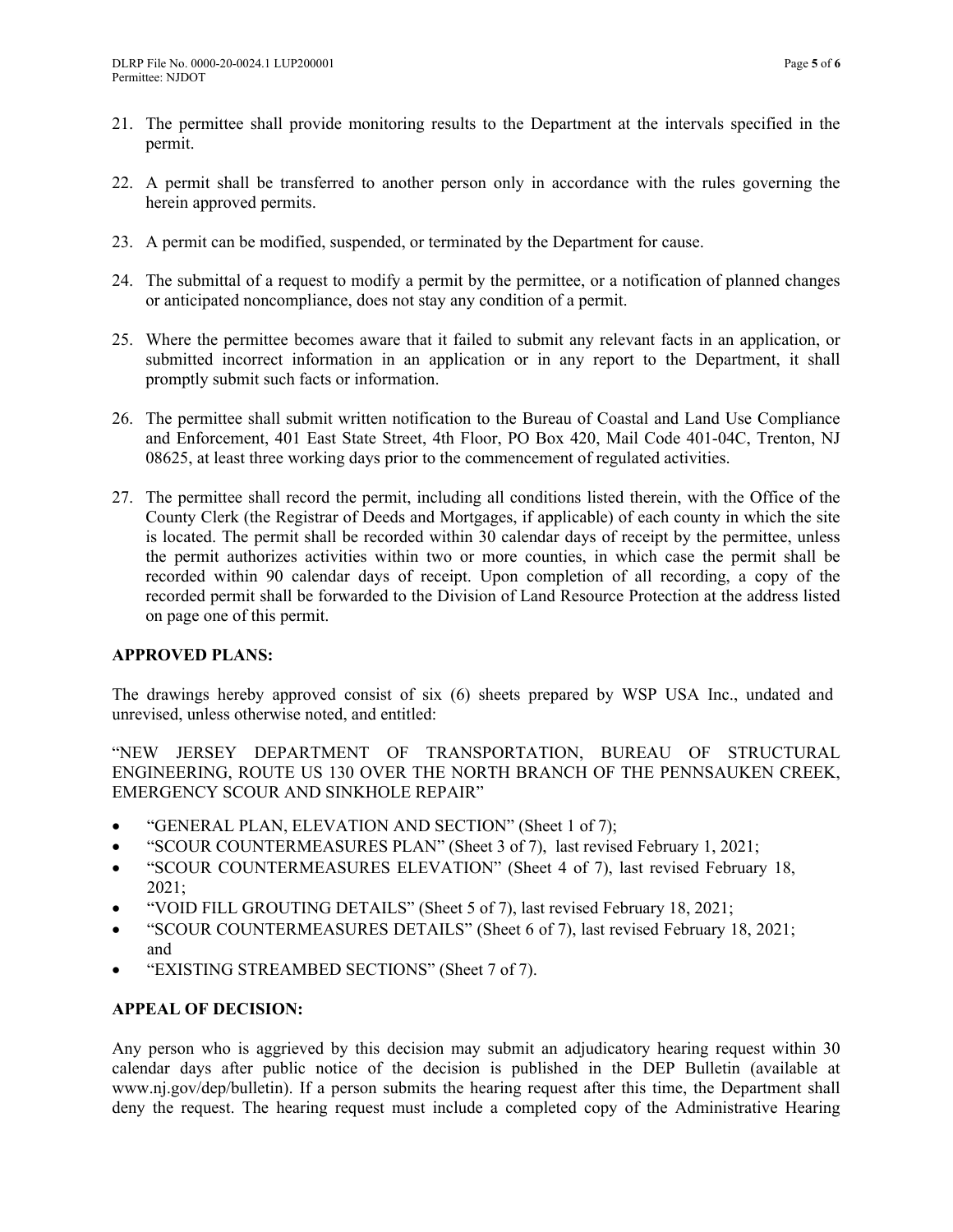21. The permittee shall provide monitoring results to the Department at the intervals specified in the permit.

22. A permit shall be transferred to another person only in accordance with the rules governing the herein approved permits.

23. A permit can be modified, suspended, or terminated by the Department for cause.

24. The submittal of a request to modify a permit by the permittee, or a notification of planned changes or anticipated noncompliance, does not stay any condition of a permit.

25. Where the permittee becomes aware that it failed to submit any relevant facts in an application, or submitted incorrect information in an application or in any report to the Department, it shall promptly submit such facts or information.

26. The permittee shall submit written notification to the Bureau of Coastal and Land Use Compliance and Enforcement, 401 East State Street, 4th Floor, PO Box 420, Mail Code 401-04C, Trenton, NJ 08625, at least three working days prior to the commencement of regulated activities.

27. The permittee shall record the permit, including all conditions listed therein, with the Office of the County Clerk (the Registrar of Deeds and Mortgages, if applicable) of each county in which the site is located. The permit shall be recorded within 30 calendar days of receipt by the permittee, unless the permit authorizes activities within two or more counties, in which case the permit shall be recorded within 90 calendar days of receipt. Upon completion of all recording, a copy of the recorded permit shall be forwarded to the Division of Land Resource Protection at the address listed on page one of this permit.

**APPROVED PLANS:**

The drawings hereby approved consist of six (6) sheets prepared by WSP USA Inc., undated and unrevised, unless otherwise noted, and entitled:

"NEW JERSEY DEPARTMENT OF TRANSPORTATION, BUREAU OF STRUCTURAL ENGINEERING, ROUTE US 130 OVER THE NORTH BRANCH OF THE PENNSAUKEN CREEK, EMERGENCY SCOUR AND SINKHOLE REPAIR"

- "GENERAL PLAN, ELEVATION AND SECTION" (Sheet 1 of 7);
- "SCOUR COUNTERMEASURES PLAN" (Sheet 3 of 7), last revised February 1, 2021;
- "SCOUR COUNTERMEASURES ELEVATION" (Sheet 4 of 7), last revised February 18, 2021;
- "VOID FILL GROUTING DETAILS" (Sheet 5 of 7), last revised February 18, 2021;
- "SCOUR COUNTERMEASURES DETAILS" (Sheet 6 of 7), last revised February 18, 2021; and
- "EXISTING STREAMBED SECTIONS" (Sheet 7 of 7).

**APPEAL OF DECISION:**

Any person who is aggrieved by this decision may submit an adjudicatory hearing request within 30 calendar days after public notice of the decision is published in the DEP Bulletin (available at www.nj.gov/dep/bulletin). If a person submits the hearing request after this time, the Department shall deny the request. The hearing request must include a completed copy of the Administrative Hearing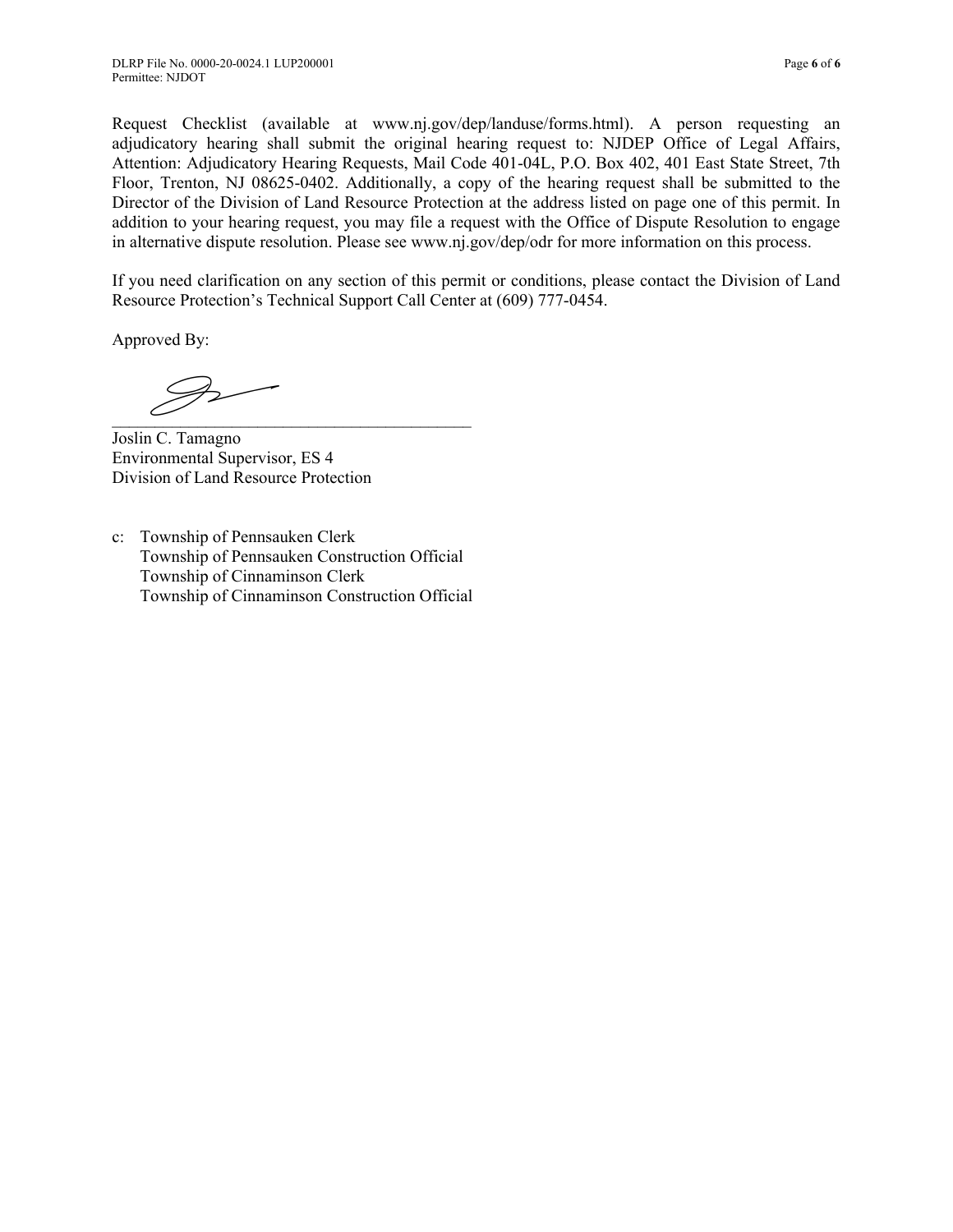Request Checklist (available at www.nj.gov/dep/landuse/forms.html). A person requesting an adjudicatory hearing shall submit the original hearing request to: NJDEP Office of Legal Affairs, Attention: Adjudicatory Hearing Requests, Mail Code 401-04L, P.O. Box 402, 401 East State Street, 7th Floor, Trenton, NJ 08625-0402. Additionally, a copy of the hearing request shall be submitted to the Director of the Division of Land Resource Protection at the address listed on page one of this permit. In addition to your hearing request, you may file a request with the Office of Dispute Resolution to engage in alternative dispute resolution. Please see www.nj.gov/dep/odr for more information on this process.

If you need clarification on any section of this permit or conditions, please contact the Division of Land Resource Protection's Technical Support Call Center at (609) 777-0454.

Approved By:

\_\_\_\_\_\_\_\_\_\_\_\_\_\_\_\_\_\_\_\_\_\_\_\_\_\_\_\_\_\_\_\_\_\_\_\_\_\_\_\_

Joslin C. Tamagno
Environmental Supervisor, ES 4
Division of Land Resource Protection

c: Township of Pennsauken Clerk
Township of Pennsauken Construction Official
Township of Cinnaminson Clerk
Township of Cinnaminson Construction Official